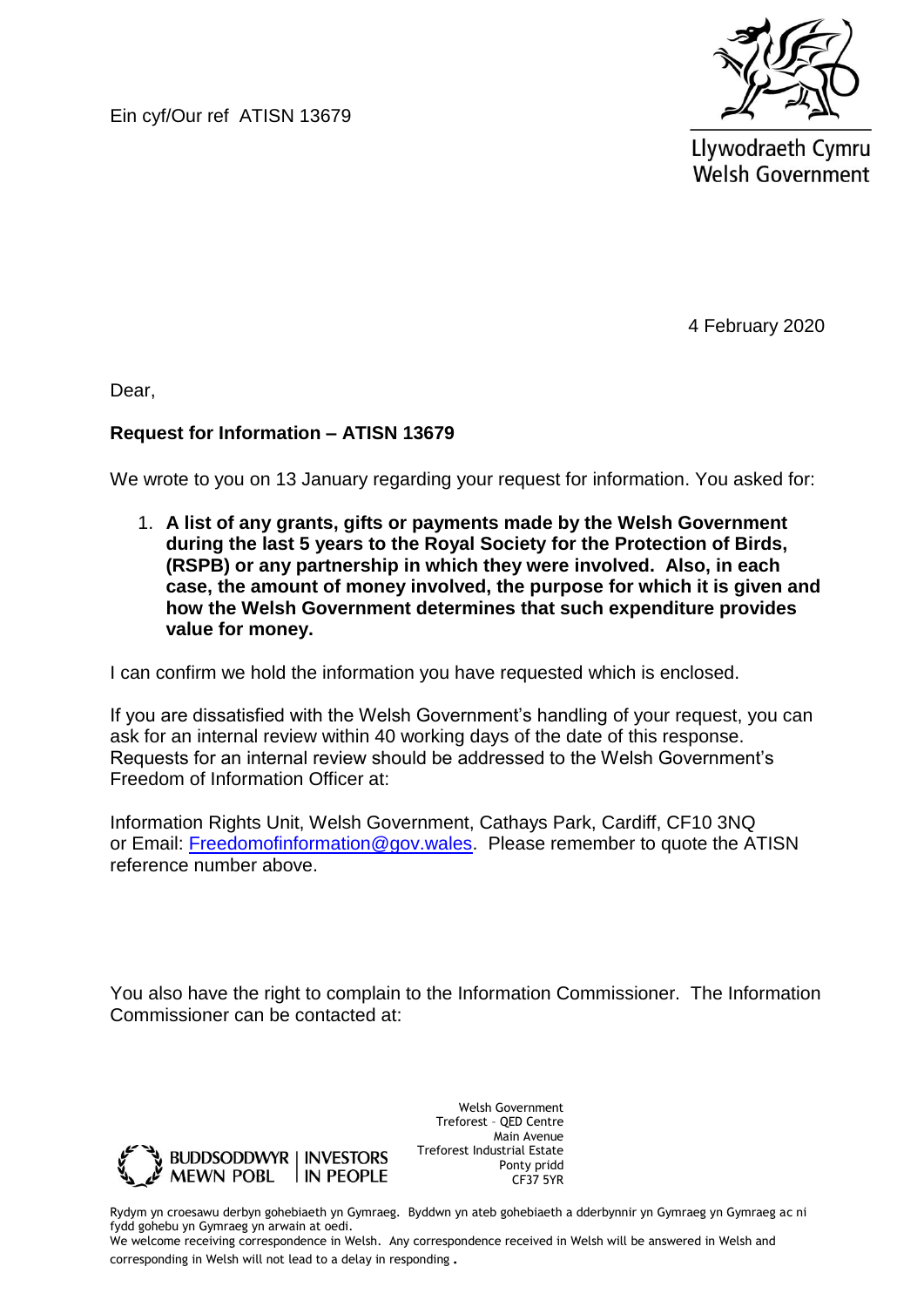Ein cyf/Our ref ATISN 13679

Llywodraeth Cymru
Welsh Government

4 February 2020

Dear,

**Request for Information – ATISN 13679**

We wrote to you on 13 January regarding your request for information. You asked for:

1. **A list of any grants, gifts or payments made by the Welsh Government during the last 5 years to the Royal Society for the Protection of Birds, (RSPB) or any partnership in which they were involved. Also, in each case, the amount of money involved, the purpose for which it is given and how the Welsh Government determines that such expenditure provides value for money.**

I can confirm we hold the information you have requested which is enclosed.

If you are dissatisfied with the Welsh Government's handling of your request, you can ask for an internal review within 40 working days of the date of this response. Requests for an internal review should be addressed to the Welsh Government's Freedom of Information Officer at:

Information Rights Unit, Welsh Government, Cathays Park, Cardiff, CF10 3NQ or Email: Freedomofinformation@gov.wales. Please remember to quote the ATISN reference number above.

You also have the right to complain to the Information Commissioner. The Information Commissioner can be contacted at:

BUDDSODDWYR MEWN POBL | INVESTORS IN PEOPLE

Welsh Government
Treforest – QED Centre
Main Avenue
Treforest Industrial Estate
Ponty pridd
CF37 5YR

Rydym yn croesawu derbyn gohebiaeth yn Gymraeg. Byddwn yn ateb gohebiaeth a dderbynnir yn Gymraeg yn Gymraeg ac ni fydd gohebu yn Gymraeg yn arwain at oedi.
We welcome receiving correspondence in Welsh. Any correspondence received in Welsh will be answered in Welsh and corresponding in Welsh will not lead to a delay in responding.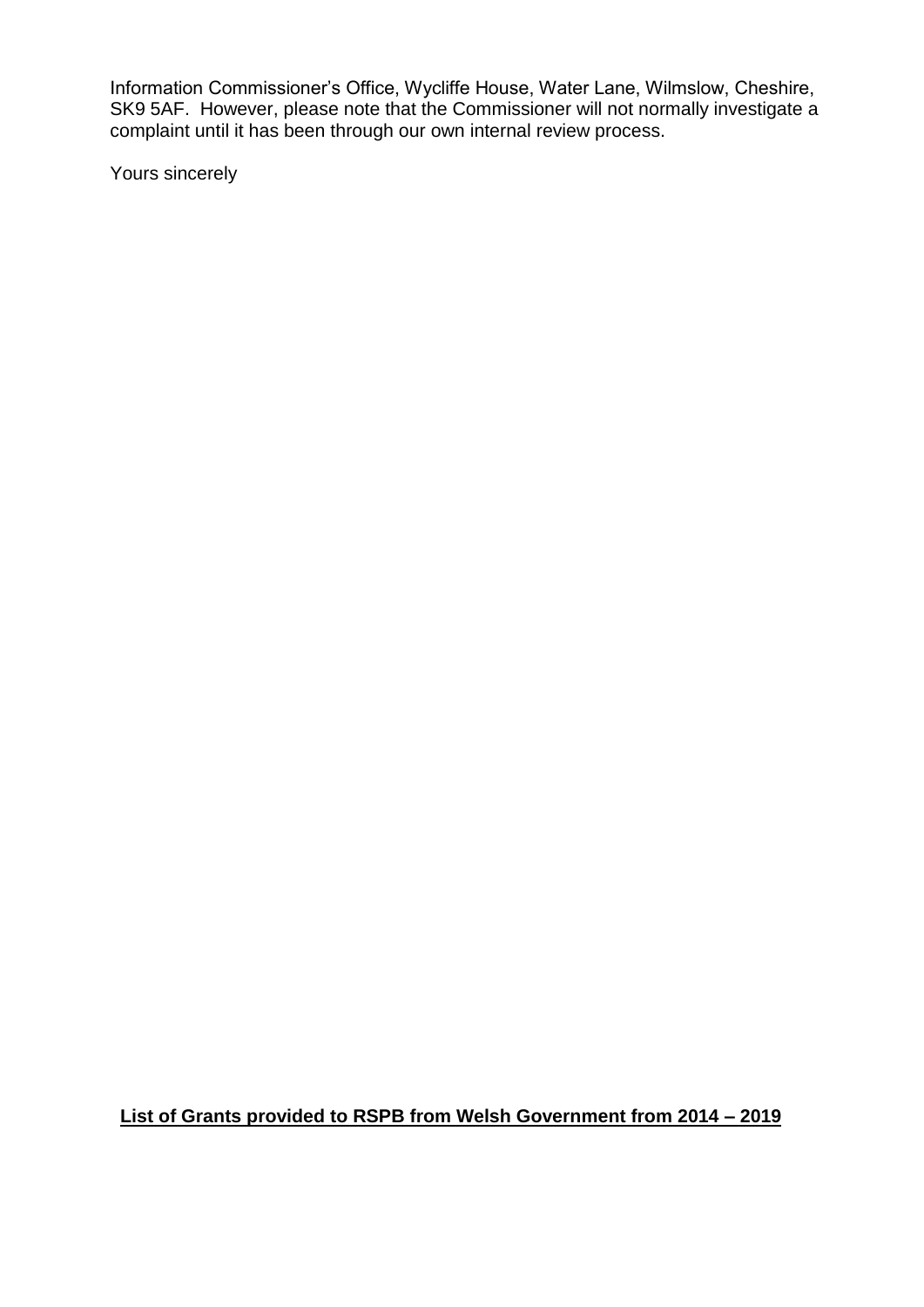Information Commissioner's Office, Wycliffe House, Water Lane, Wilmslow, Cheshire, SK9 5AF. However, please note that the Commissioner will not normally investigate a complaint until it has been through our own internal review process.

Yours sincerely

**List of Grants provided to RSPB from Welsh Government from 2014 – 2019**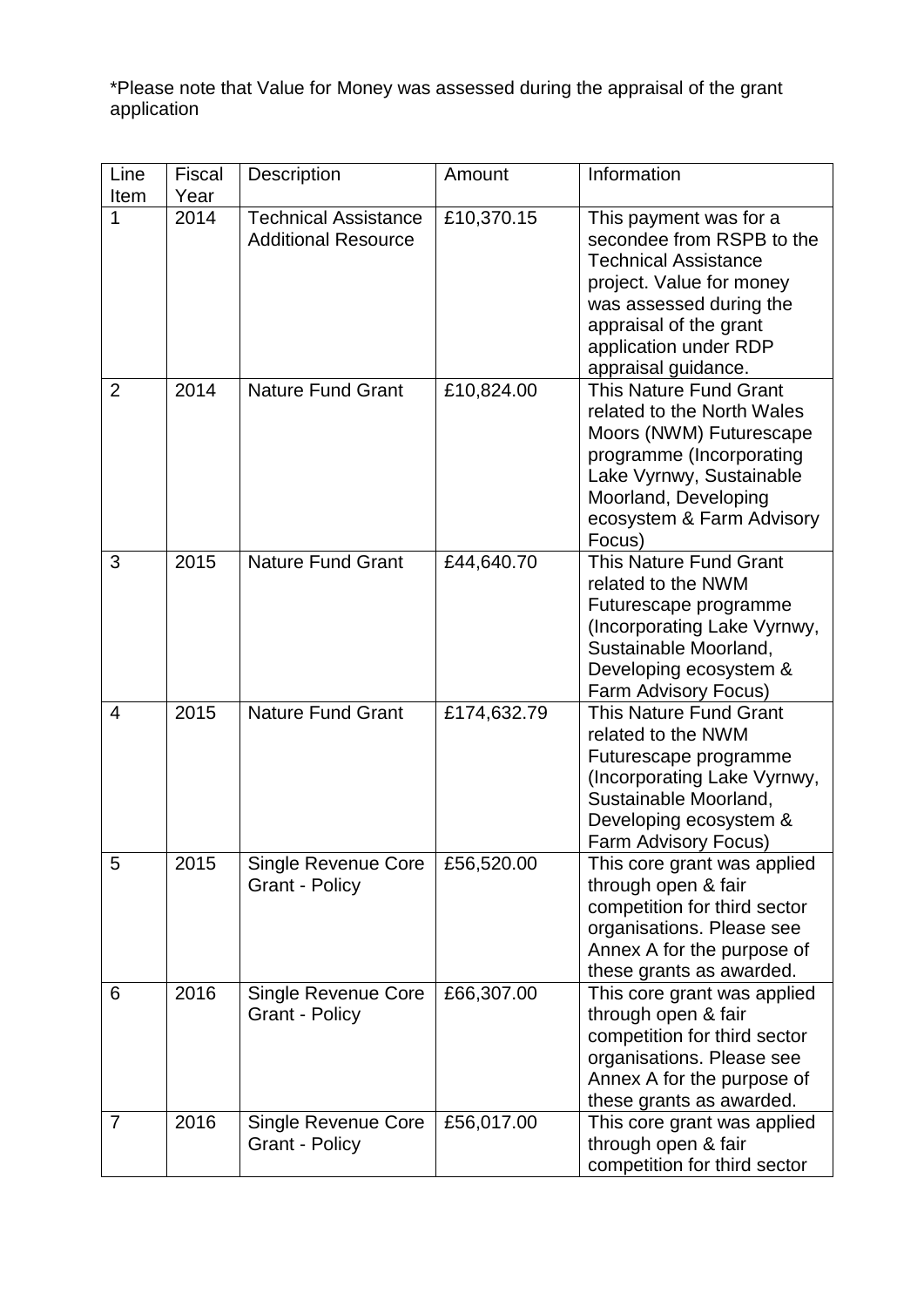*Please note that Value for Money was assessed during the appraisal of the grant application

| Line Item | Fiscal Year | Description | Amount | Information |
|---|---|---|---|---|
| 1 | 2014 | Technical Assistance Additional Resource | £10,370.15 | This payment was for a secondee from RSPB to the Technical Assistance project. Value for money was assessed during the appraisal of the grant application under RDP appraisal guidance. |
| 2 | 2014 | Nature Fund Grant | £10,824.00 | This Nature Fund Grant related to the North Wales Moors (NWM) Futurescape programme (Incorporating Lake Vyrnwy, Sustainable Moorland, Developing ecosystem & Farm Advisory Focus) |
| 3 | 2015 | Nature Fund Grant | £44,640.70 | This Nature Fund Grant related to the NWM Futurescape programme (Incorporating Lake Vyrnwy, Sustainable Moorland, Developing ecosystem & Farm Advisory Focus) |
| 4 | 2015 | Nature Fund Grant | £174,632.79 | This Nature Fund Grant related to the NWM Futurescape programme (Incorporating Lake Vyrnwy, Sustainable Moorland, Developing ecosystem & Farm Advisory Focus) |
| 5 | 2015 | Single Revenue Core Grant - Policy | £56,520.00 | This core grant was applied through open & fair competition for third sector organisations. Please see Annex A for the purpose of these grants as awarded. |
| 6 | 2016 | Single Revenue Core Grant - Policy | £66,307.00 | This core grant was applied through open & fair competition for third sector organisations. Please see Annex A for the purpose of these grants as awarded. |
| 7 | 2016 | Single Revenue Core Grant - Policy | £56,017.00 | This core grant was applied through open & fair competition for third sector |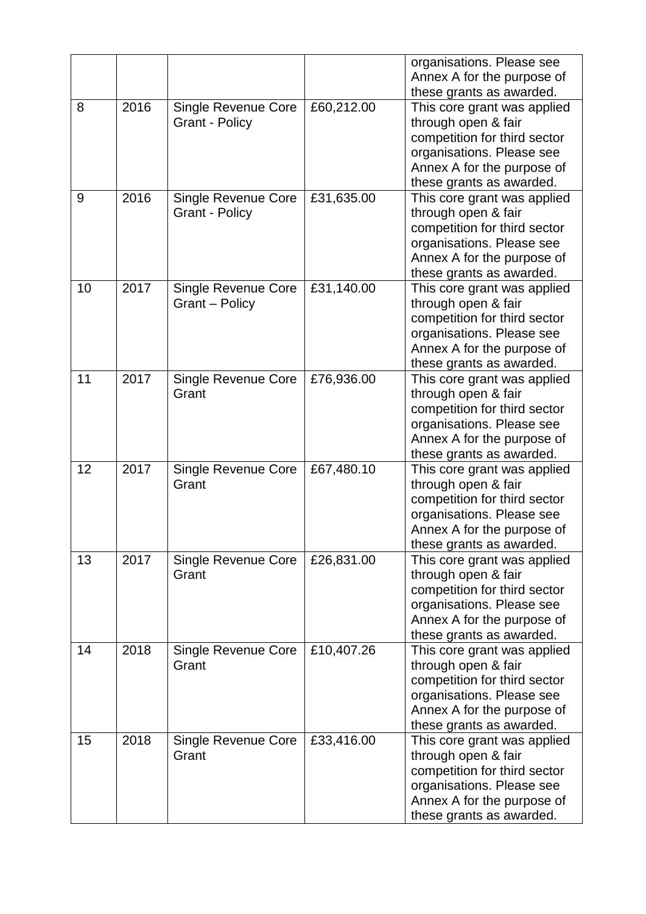|  |  |  |  | organisations. Please see Annex A for the purpose of these grants as awarded. |
|---|---|---|---|---|
| 8 | 2016 | Single Revenue Core Grant - Policy | £60,212.00 | This core grant was applied through open & fair competition for third sector organisations. Please see Annex A for the purpose of these grants as awarded. |
| 9 | 2016 | Single Revenue Core Grant - Policy | £31,635.00 | This core grant was applied through open & fair competition for third sector organisations. Please see Annex A for the purpose of these grants as awarded. |
| 10 | 2017 | Single Revenue Core Grant – Policy | £31,140.00 | This core grant was applied through open & fair competition for third sector organisations. Please see Annex A for the purpose of these grants as awarded. |
| 11 | 2017 | Single Revenue Core Grant | £76,936.00 | This core grant was applied through open & fair competition for third sector organisations. Please see Annex A for the purpose of these grants as awarded. |
| 12 | 2017 | Single Revenue Core Grant | £67,480.10 | This core grant was applied through open & fair competition for third sector organisations. Please see Annex A for the purpose of these grants as awarded. |
| 13 | 2017 | Single Revenue Core Grant | £26,831.00 | This core grant was applied through open & fair competition for third sector organisations. Please see Annex A for the purpose of these grants as awarded. |
| 14 | 2018 | Single Revenue Core Grant | £10,407.26 | This core grant was applied through open & fair competition for third sector organisations. Please see Annex A for the purpose of these grants as awarded. |
| 15 | 2018 | Single Revenue Core Grant | £33,416.00 | This core grant was applied through open & fair competition for third sector organisations. Please see Annex A for the purpose of these grants as awarded. |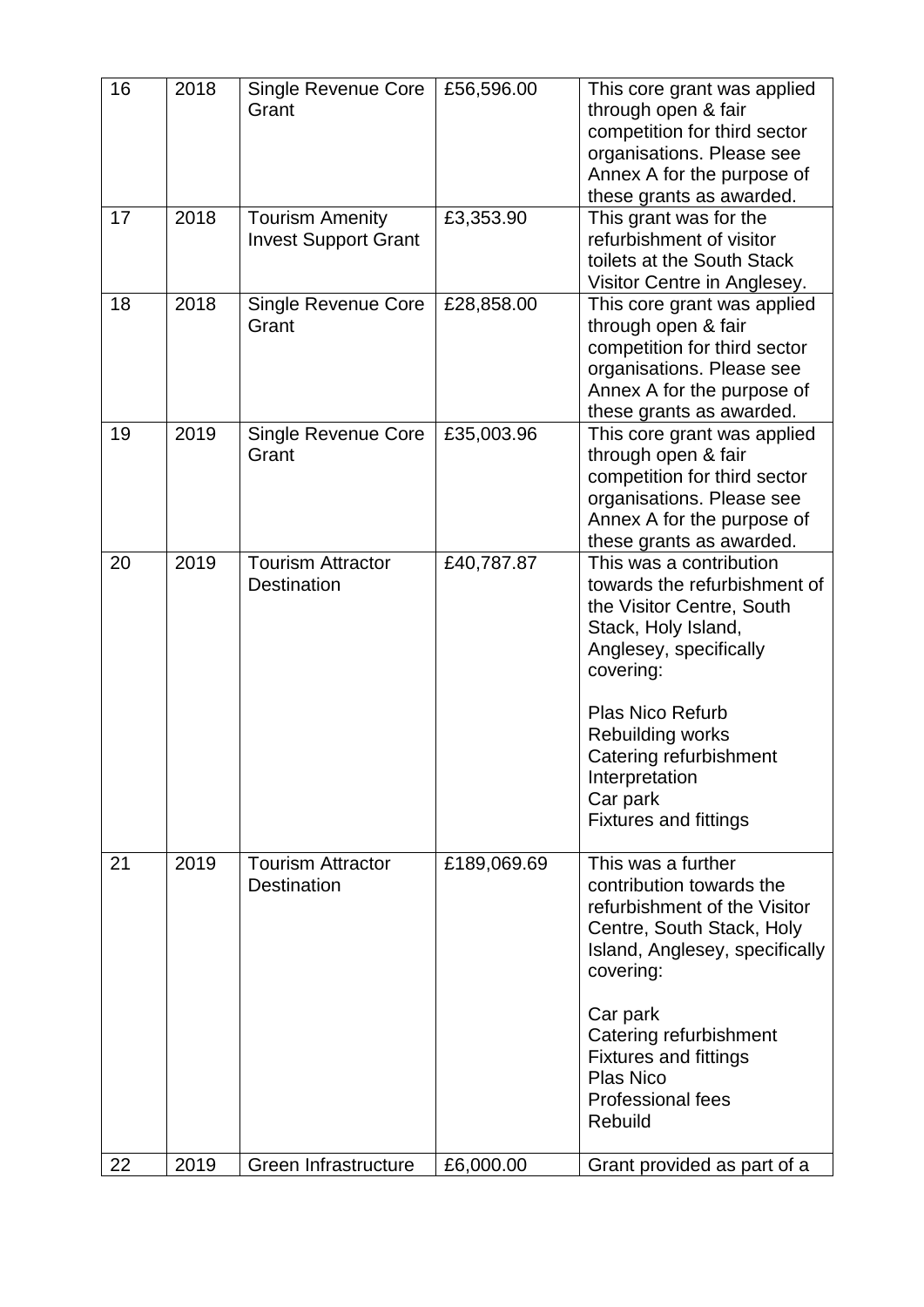| 16 | 2018 | Single Revenue Core Grant | £56,596.00 | This core grant was applied through open & fair competition for third sector organisations. Please see Annex A for the purpose of these grants as awarded. |
|---|---|---|---|---|
| 17 | 2018 | Tourism Amenity Invest Support Grant | £3,353.90 | This grant was for the refurbishment of visitor toilets at the South Stack Visitor Centre in Anglesey. |
| 18 | 2018 | Single Revenue Core Grant | £28,858.00 | This core grant was applied through open & fair competition for third sector organisations. Please see Annex A for the purpose of these grants as awarded. |
| 19 | 2019 | Single Revenue Core Grant | £35,003.96 | This core grant was applied through open & fair competition for third sector organisations. Please see Annex A for the purpose of these grants as awarded. |
| 20 | 2019 | Tourism Attractor Destination | £40,787.87 | This was a contribution towards the refurbishment of the Visitor Centre, South Stack, Holy Island, Anglesey, specifically covering:<br><br>Plas Nico Refurb<br>Rebuilding works<br>Catering refurbishment<br>Interpretation<br>Car park<br>Fixtures and fittings |
| 21 | 2019 | Tourism Attractor Destination | £189,069.69 | This was a further contribution towards the refurbishment of the Visitor Centre, South Stack, Holy Island, Anglesey, specifically covering:<br><br>Car park<br>Catering refurbishment<br>Fixtures and fittings<br>Plas Nico<br>Professional fees<br>Rebuild |
| 22 | 2019 | Green Infrastructure | £6,000.00 | Grant provided as part of a |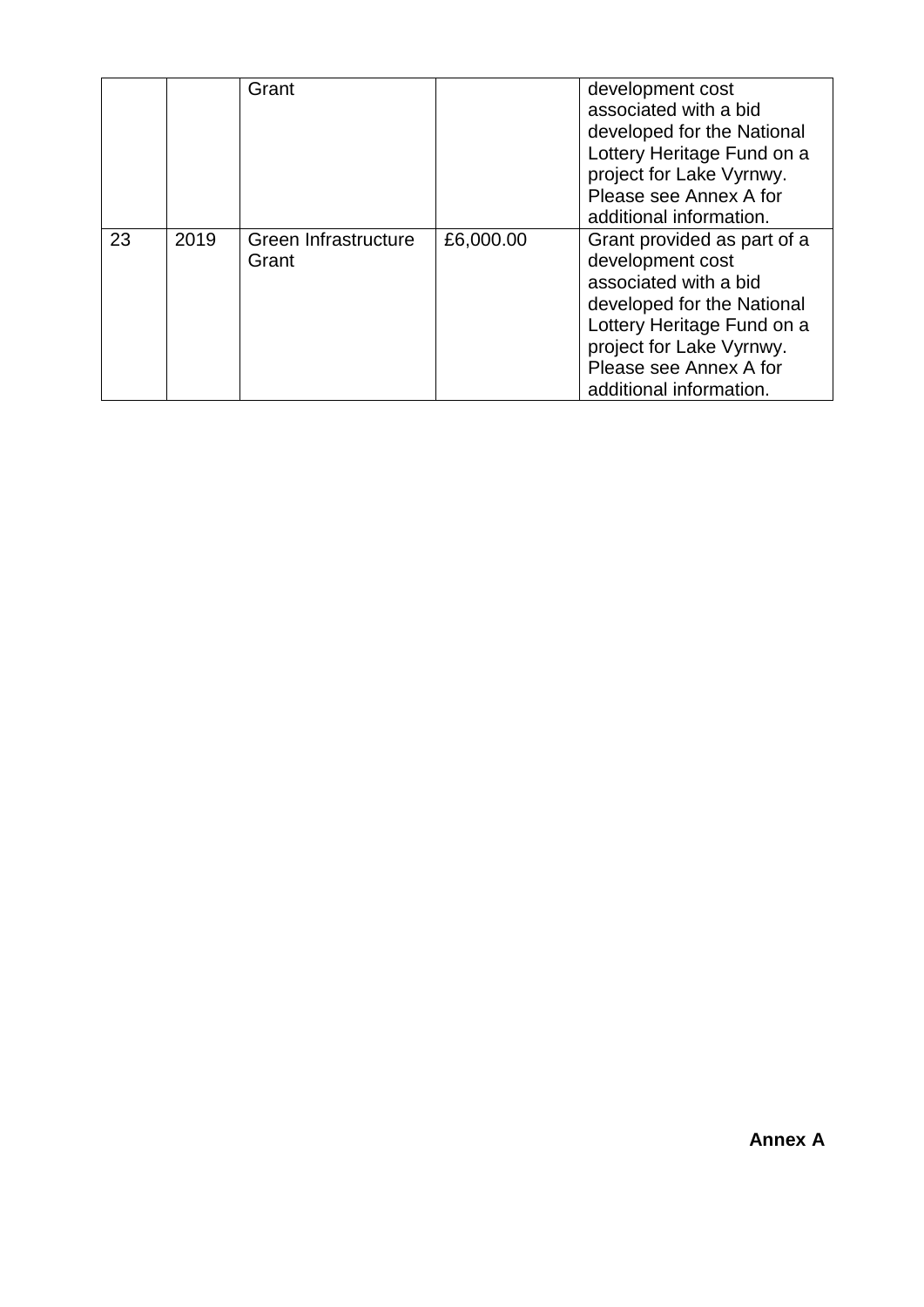| | | Grant | | development cost associated with a bid developed for the National Lottery Heritage Fund on a project for Lake Vyrnwy. Please see Annex A for additional information. |
|---|---|---|---|---|
| 23 | 2019 | Green Infrastructure Grant | £6,000.00 | Grant provided as part of a development cost associated with a bid developed for the National Lottery Heritage Fund on a project for Lake Vyrnwy. Please see Annex A for additional information. |

**Annex A**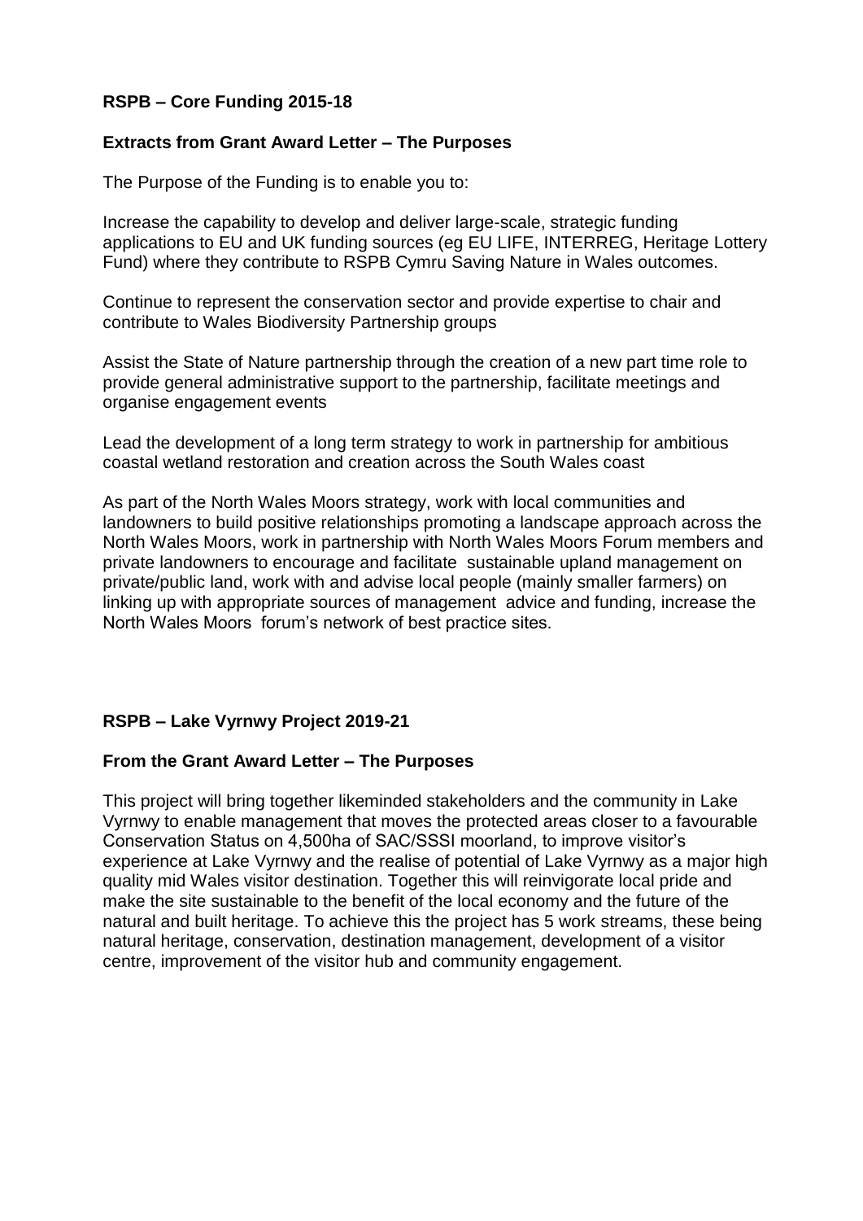**RSPB – Core Funding 2015-18**

**Extracts from Grant Award Letter – The Purposes**

The Purpose of the Funding is to enable you to:

Increase the capability to develop and deliver large-scale, strategic funding applications to EU and UK funding sources (eg EU LIFE, INTERREG, Heritage Lottery Fund) where they contribute to RSPB Cymru Saving Nature in Wales outcomes.

Continue to represent the conservation sector and provide expertise to chair and contribute to Wales Biodiversity Partnership groups

Assist the State of Nature partnership through the creation of a new part time role to provide general administrative support to the partnership, facilitate meetings and organise engagement events

Lead the development of a long term strategy to work in partnership for ambitious coastal wetland restoration and creation across the South Wales coast

As part of the North Wales Moors strategy, work with local communities and landowners to build positive relationships promoting a landscape approach across the North Wales Moors, work in partnership with North Wales Moors Forum members and private landowners to encourage and facilitate sustainable upland management on private/public land, work with and advise local people (mainly smaller farmers) on linking up with appropriate sources of management advice and funding, increase the North Wales Moors forum's network of best practice sites.

**RSPB – Lake Vyrnwy Project 2019-21**

**From the Grant Award Letter – The Purposes**

This project will bring together likeminded stakeholders and the community in Lake Vyrnwy to enable management that moves the protected areas closer to a favourable Conservation Status on 4,500ha of SAC/SSSI moorland, to improve visitor's experience at Lake Vyrnwy and the realise of potential of Lake Vyrnwy as a major high quality mid Wales visitor destination. Together this will reinvigorate local pride and make the site sustainable to the benefit of the local economy and the future of the natural and built heritage. To achieve this the project has 5 work streams, these being natural heritage, conservation, destination management, development of a visitor centre, improvement of the visitor hub and community engagement.